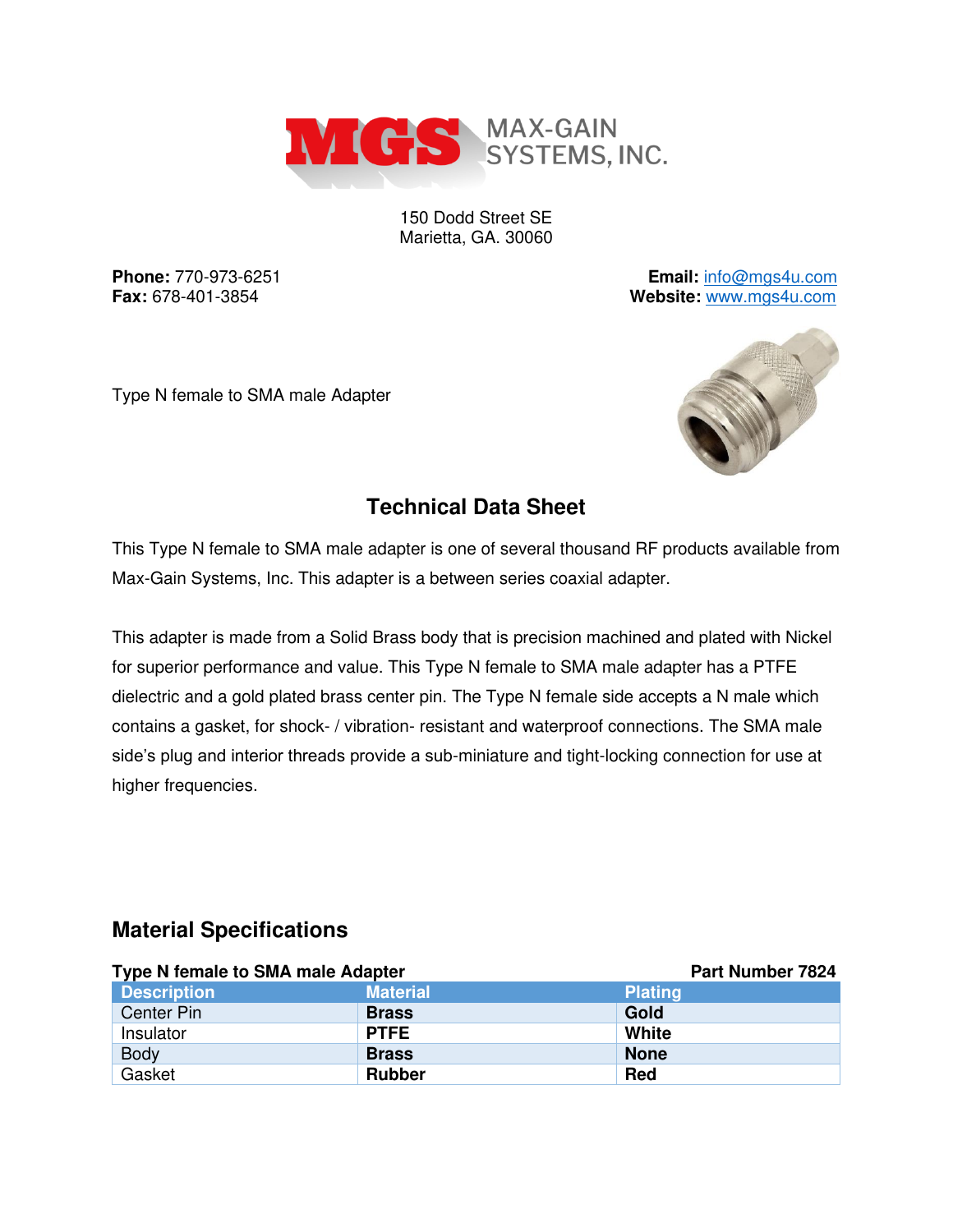MAX-GAIN SYSTEMS, INC.

150 Dodd Street SE
Marietta, GA. 30060

**Phone:** 770-973-6251
**Fax:** 678-401-3854

**Email:** info@mgs4u.com
**Website:** www.mgs4u.com

Type N female to SMA male Adapter

## Technical Data Sheet

This Type N female to SMA male adapter is one of several thousand RF products available from Max-Gain Systems, Inc. This adapter is a between series coaxial adapter.

This adapter is made from a Solid Brass body that is precision machined and plated with Nickel for superior performance and value. This Type N female to SMA male adapter has a PTFE dielectric and a gold plated brass center pin. The Type N female side accepts a N male which contains a gasket, for shock- / vibration- resistant and waterproof connections. The SMA male side's plug and interior threads provide a sub-miniature and tight-locking connection for use at higher frequencies.

## Material Specifications

**Type N female to SMA male Adapter** **Part Number 7824**

| Description | Material | Plating |
|---|---|---|
| Center Pin | **Brass** | **Gold** |
| Insulator | **PTFE** | **White** |
| Body | **Brass** | **None** |
| Gasket | **Rubber** | **Red** |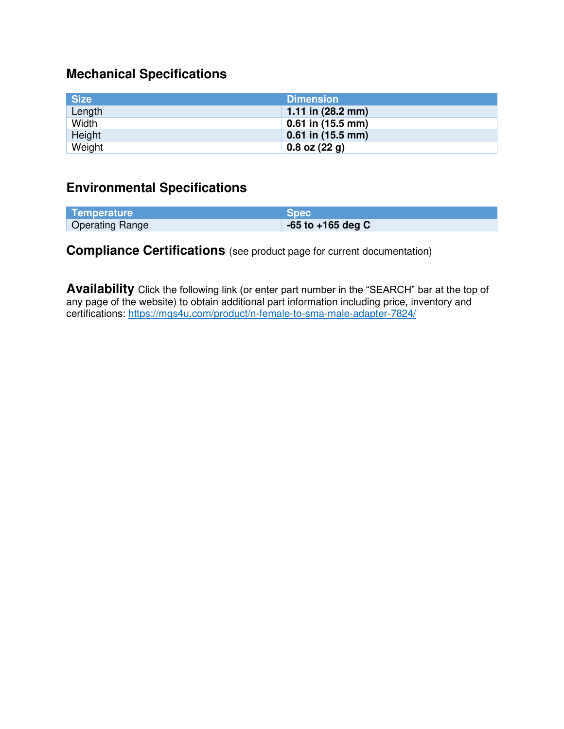## Mechanical Specifications

| Size | Dimension |
| --- | --- |
| Length | **1.11 in (28.2 mm)** |
| Width | **0.61 in (15.5 mm)** |
| Height | **0.61 in (15.5 mm)** |
| Weight | **0.8 oz (22 g)** |

## Environmental Specifications

| Temperature | Spec |
| --- | --- |
| Operating Range | **-65 to +165 deg C** |

## Compliance Certifications (see product page for current documentation)

**Availability** Click the following link (or enter part number in the "SEARCH" bar at the top of any page of the website) to obtain additional part information including price, inventory and certifications: https://mgs4u.com/product/n-female-to-sma-male-adapter-7824/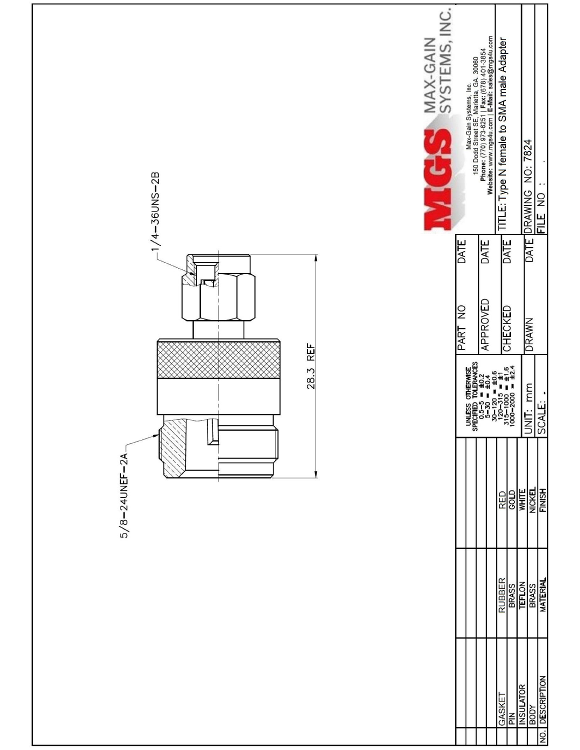5/8-24UNEF-2A

1/4-36UNS-2B

28.3 REF

| NO. | DESCRIPTION | MATERIAL | FINISH |
|---|---|---|---|
| | GASKET | RUBBER | RED |
| | PIN | BRASS | GOLD |
| | INSULATOR | TEFLON | WHITE |
| | BODY | BRASS | NICKEL |

UNLESS OTHERWISE SPECIFIED TOLERANCES
0.5-5 = ±0.2
5-30 = ±0.4
30-120 = ±0.6
120-315 = ±1
315-1000 = ±1.6
1000-2000 = ±2.4

UNIT: mm

SCALE: .

| | |
|---|---|
| PART NO | DATE |
| APPROVED | DATE |
| CHECKED | DATE |
| DRAWN | DATE |

MGS MAX-GAIN SYSTEMS, INC.

Max-Gain Systems, Inc.
150 Dodd Street SE, Marietta, GA 30060
**Phone:** (770) 973-6251 | **Fax:** (678) 401-3854
**Website:** www.mgs4u.com | **E-Mail:** sales@mgs4u.com

TITLE: Type N female to SMA male Adapter

DRAWING NO: 7824

FILE NO : .